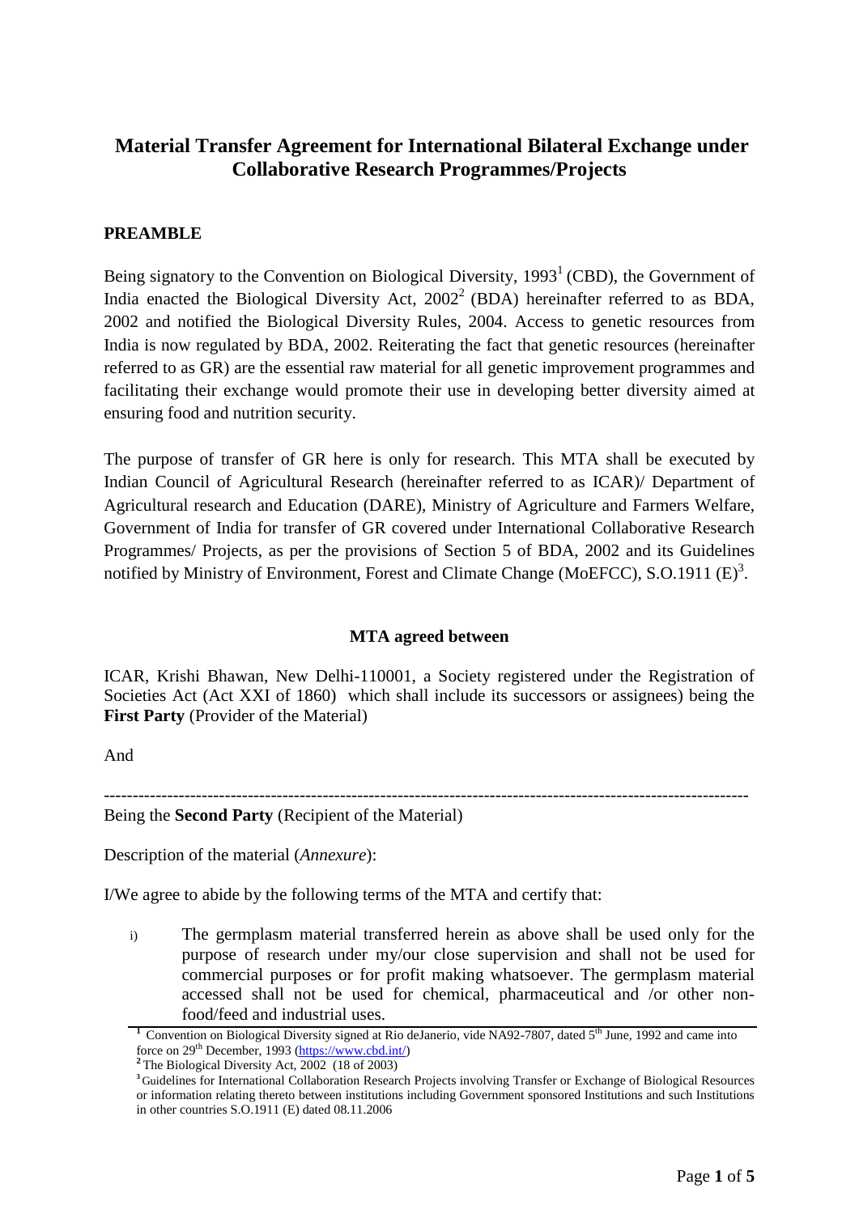# Material Transfer Agreement for International Bilateral Exchange under Collaborative Research Programmes/Projects

## PREAMBLE

Being signatory to the Convention on Biological Diversity, 1993[1] (CBD), the Government of India enacted the Biological Diversity Act, 2002[2] (BDA) hereinafter referred to as BDA, 2002 and notified the Biological Diversity Rules, 2004. Access to genetic resources from India is now regulated by BDA, 2002. Reiterating the fact that genetic resources (hereinafter referred to as GR) are the essential raw material for all genetic improvement programmes and facilitating their exchange would promote their use in developing better diversity aimed at ensuring food and nutrition security.

The purpose of transfer of GR here is only for research. This MTA shall be executed by Indian Council of Agricultural Research (hereinafter referred to as ICAR)/ Department of Agricultural research and Education (DARE), Ministry of Agriculture and Farmers Welfare, Government of India for transfer of GR covered under International Collaborative Research Programmes/ Projects, as per the provisions of Section 5 of BDA, 2002 and its Guidelines notified by Ministry of Environment, Forest and Climate Change (MoEFCC), S.O.1911 (E)[3].

### MTA agreed between

ICAR, Krishi Bhawan, New Delhi-110001, a Society registered under the Registration of Societies Act (Act XXI of 1860) which shall include its successors or assignees) being the **First Party** (Provider of the Material)

And

----------------------------------------------------------------------------------------------------------------

Being the **Second Party** (Recipient of the Material)

Description of the material (*Annexure*):

I/We agree to abide by the following terms of the MTA and certify that:

i) The germplasm material transferred herein as above shall be used only for the purpose of research under my/our close supervision and shall not be used for commercial purposes or for profit making whatsoever. The germplasm material accessed shall not be used for chemical, pharmaceutical and /or other non-food/feed and industrial uses.

---

[1] Convention on Biological Diversity signed at Rio deJanerio, vide NA92-7807, dated 5th June, 1992 and came into force on 29th December, 1993 (https://www.cbd.int/)

[2] The Biological Diversity Act, 2002 (18 of 2003)

[3] Guidelines for International Collaboration Research Projects involving Transfer or Exchange of Biological Resources or information relating thereto between institutions including Government sponsored Institutions and such Institutions in other countries S.O.1911 (E) dated 08.11.2006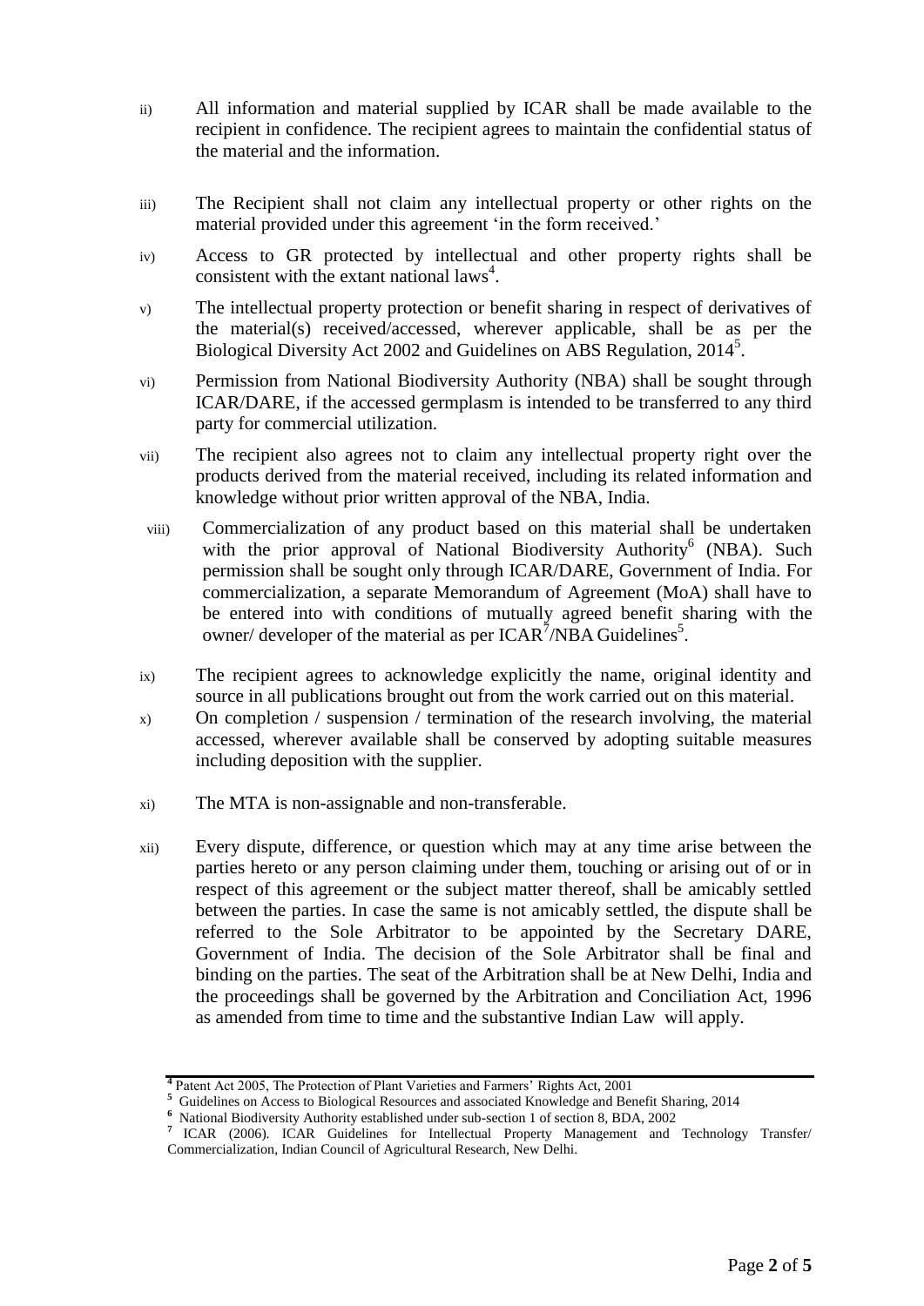ii) All information and material supplied by ICAR shall be made available to the recipient in confidence. The recipient agrees to maintain the confidential status of the material and the information.

iii) The Recipient shall not claim any intellectual property or other rights on the material provided under this agreement 'in the form received.'

iv) Access to GR protected by intellectual and other property rights shall be consistent with the extant national laws[4].

v) The intellectual property protection or benefit sharing in respect of derivatives of the material(s) received/accessed, wherever applicable, shall be as per the Biological Diversity Act 2002 and Guidelines on ABS Regulation, 2014[5].

vi) Permission from National Biodiversity Authority (NBA) shall be sought through ICAR/DARE, if the accessed germplasm is intended to be transferred to any third party for commercial utilization.

vii) The recipient also agrees not to claim any intellectual property right over the products derived from the material received, including its related information and knowledge without prior written approval of the NBA, India.

viii) Commercialization of any product based on this material shall be undertaken with the prior approval of National Biodiversity Authority[6] (NBA). Such permission shall be sought only through ICAR/DARE, Government of India. For commercialization, a separate Memorandum of Agreement (MoA) shall have to be entered into with conditions of mutually agreed benefit sharing with the owner/ developer of the material as per ICAR[7]/NBA Guidelines[5].

ix) The recipient agrees to acknowledge explicitly the name, original identity and source in all publications brought out from the work carried out on this material.

x) On completion / suspension / termination of the research involving, the material accessed, wherever available shall be conserved by adopting suitable measures including deposition with the supplier.

xi) The MTA is non-assignable and non-transferable.

xii) Every dispute, difference, or question which may at any time arise between the parties hereto or any person claiming under them, touching or arising out of or in respect of this agreement or the subject matter thereof, shall be amicably settled between the parties. In case the same is not amicably settled, the dispute shall be referred to the Sole Arbitrator to be appointed by the Secretary DARE, Government of India. The decision of the Sole Arbitrator shall be final and binding on the parties. The seat of the Arbitration shall be at New Delhi, India and the proceedings shall be governed by the Arbitration and Conciliation Act, 1996 as amended from time to time and the substantive Indian Law will apply.

---

[4] Patent Act 2005, The Protection of Plant Varieties and Farmers' Rights Act, 2001

[5] Guidelines on Access to Biological Resources and associated Knowledge and Benefit Sharing, 2014

[6] National Biodiversity Authority established under sub-section 1 of section 8, BDA, 2002

[7] ICAR (2006). ICAR Guidelines for Intellectual Property Management and Technology Transfer/ Commercialization, Indian Council of Agricultural Research, New Delhi.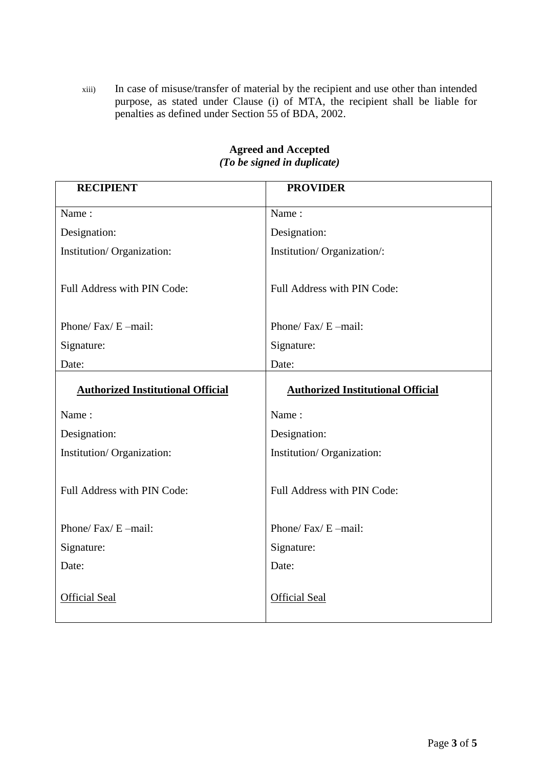xiii) In case of misuse/transfer of material by the recipient and use other than intended purpose, as stated under Clause (i) of MTA, the recipient shall be liable for penalties as defined under Section 55 of BDA, 2002.

**Agreed and Accepted**
***(To be signed in duplicate)***

| **RECIPIENT** | **PROVIDER** |
|---|---|
| Name : | Name : |
| Designation: | Designation: |
| Institution/ Organization: | Institution/ Organization/: |
| Full Address with PIN Code: | Full Address with PIN Code: |
| Phone/ Fax/ E –mail: | Phone/ Fax/ E –mail: |
| Signature: | Signature: |
| Date: | Date: |
| **Authorized Institutional Official** | **Authorized Institutional Official** |
| Name : | Name : |
| Designation: | Designation: |
| Institution/ Organization: | Institution/ Organization: |
| Full Address with PIN Code: | Full Address with PIN Code: |
| Phone/ Fax/ E –mail: | Phone/ Fax/ E –mail: |
| Signature: | Signature: |
| Date: | Date: |
| Official Seal | Official Seal |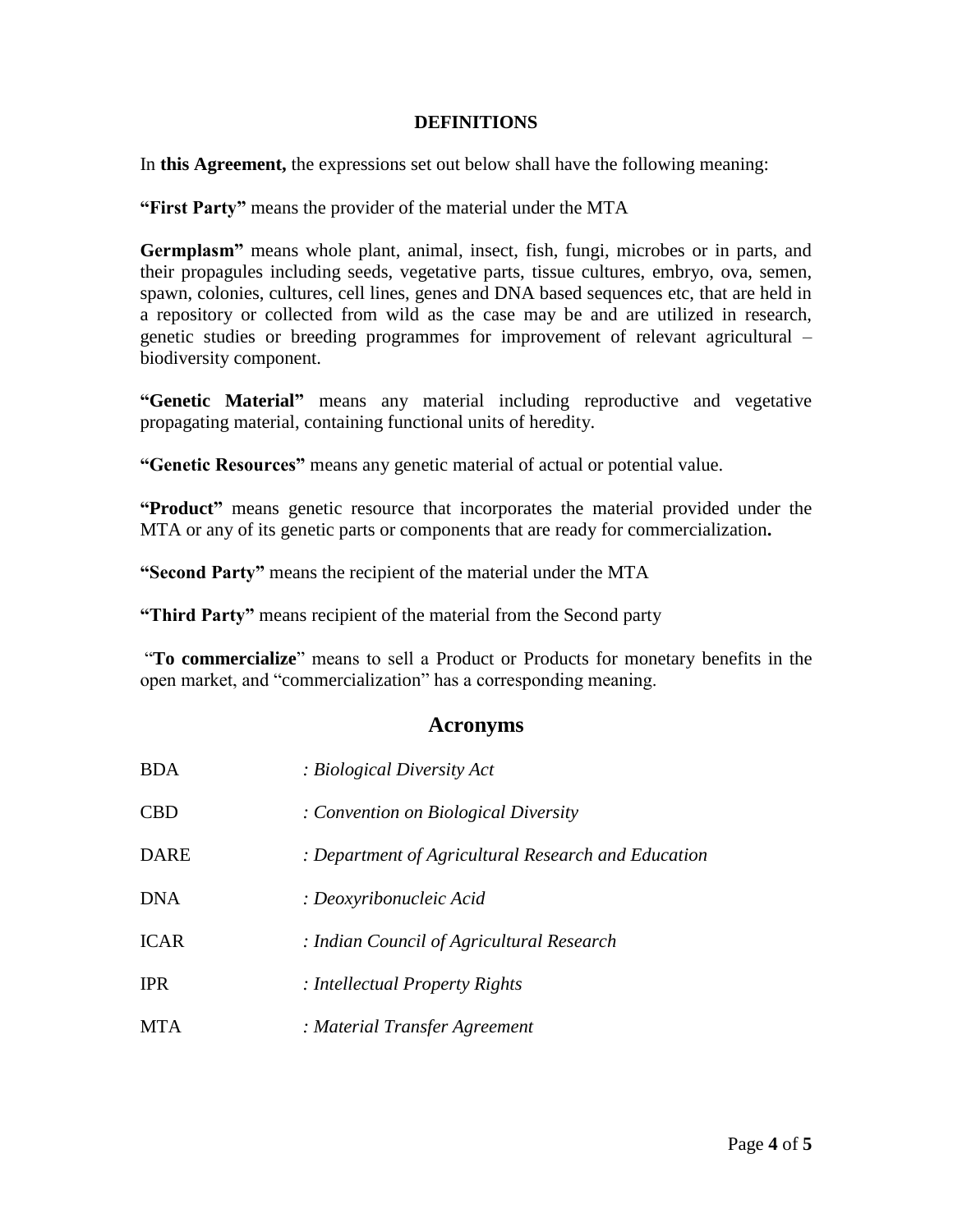## DEFINITIONS

In **this Agreement,** the expressions set out below shall have the following meaning:

**"First Party"** means the provider of the material under the MTA

**Germplasm"** means whole plant, animal, insect, fish, fungi, microbes or in parts, and their propagules including seeds, vegetative parts, tissue cultures, embryo, ova, semen, spawn, colonies, cultures, cell lines, genes and DNA based sequences etc, that are held in a repository or collected from wild as the case may be and are utilized in research, genetic studies or breeding programmes for improvement of relevant agricultural – biodiversity component.

**"Genetic Material"** means any material including reproductive and vegetative propagating material, containing functional units of heredity.

**"Genetic Resources"** means any genetic material of actual or potential value.

**"Product"** means genetic resource that incorporates the material provided under the MTA or any of its genetic parts or components that are ready for commercialization**.**

**"Second Party"** means the recipient of the material under the MTA

**"Third Party"** means recipient of the material from the Second party

"**To commercialize**" means to sell a Product or Products for monetary benefits in the open market, and "commercialization" has a corresponding meaning.

## Acronyms

| | |
|---|---|
| BDA | *: Biological Diversity Act* |
| CBD | *: Convention on Biological Diversity* |
| DARE | *: Department of Agricultural Research and Education* |
| DNA | *: Deoxyribonucleic Acid* |
| ICAR | *: Indian Council of Agricultural Research* |
| IPR | *: Intellectual Property Rights* |
| MTA | *: Material Transfer Agreement* |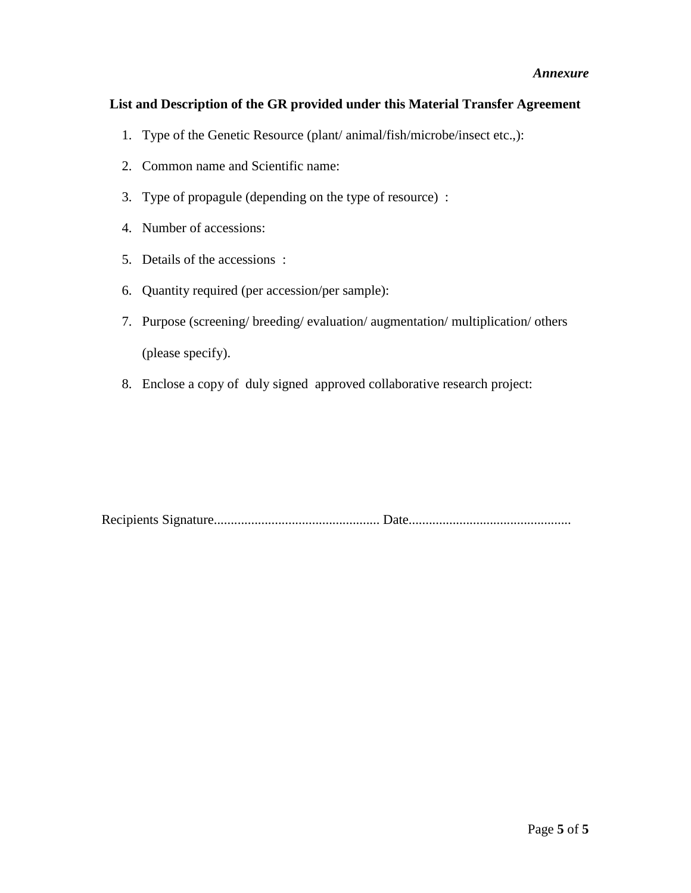*Annexure*

**List and Description of the GR provided under this Material Transfer Agreement**

1. Type of the Genetic Resource (plant/ animal/fish/microbe/insect etc.,):
2. Common name and Scientific name:
3. Type of propagule (depending on the type of resource) :
4. Number of accessions:
5. Details of the accessions :
6. Quantity required (per accession/per sample):
7. Purpose (screening/ breeding/ evaluation/ augmentation/ multiplication/ others (please specify).
8. Enclose a copy of duly signed approved collaborative research project:

Recipients Signature................................................ Date...............................................